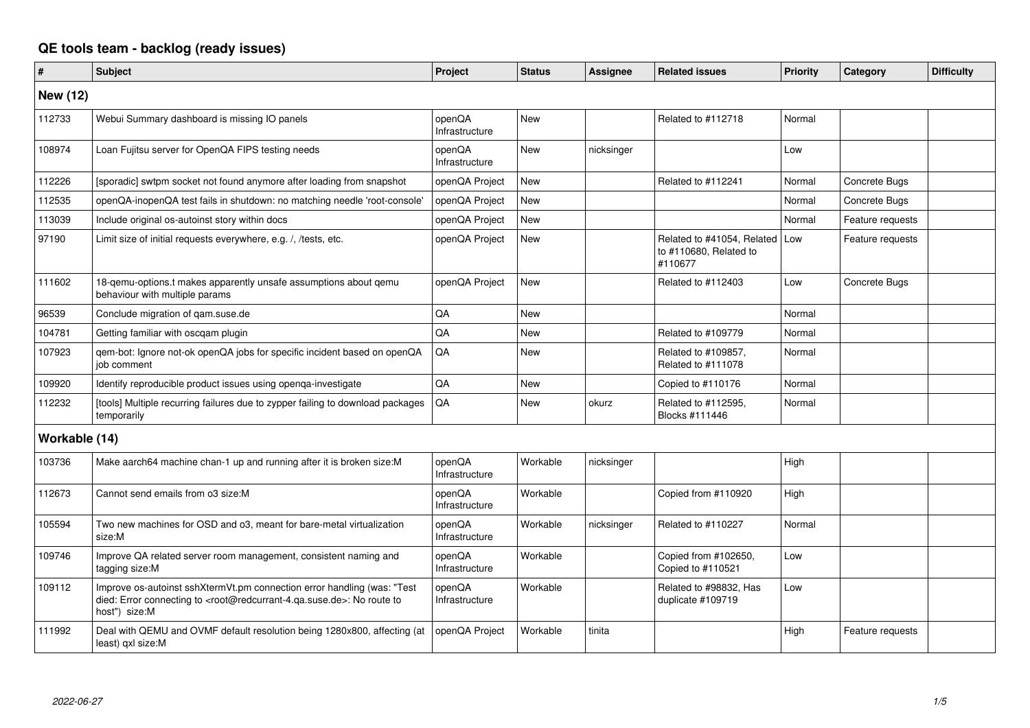# QE tools team - backlog (ready issues)

| # | Subject | Project | Status | Assignee | Related issues | Priority | Category | Difficulty |
|---|---|---|---|---|---|---|---|---|
| **New (12)** | | | | | | | | |
| 112733 | Webui Summary dashboard is missing IO panels | openQA Infrastructure | New | | Related to #112718 | Normal | | |
| 108974 | Loan Fujitsu server for OpenQA FIPS testing needs | openQA Infrastructure | New | nicksinger | | Low | | |
| 112226 | [sporadic] swtpm socket not found anymore after loading from snapshot | openQA Project | New | | Related to #112241 | Normal | Concrete Bugs | |
| 112535 | openQA-inopenQA test fails in shutdown: no matching needle 'root-console' | openQA Project | New | | | Normal | Concrete Bugs | |
| 113039 | Include original os-autoinst story within docs | openQA Project | New | | | Normal | Feature requests | |
| 97190 | Limit size of initial requests everywhere, e.g. /, /tests, etc. | openQA Project | New | | Related to #41054, Related to #110680, Related to #110677 | Low | Feature requests | |
| 111602 | 18-qemu-options.t makes apparently unsafe assumptions about qemu behaviour with multiple params | openQA Project | New | | Related to #112403 | Low | Concrete Bugs | |
| 96539 | Conclude migration of qam.suse.de | QA | New | | | Normal | | |
| 104781 | Getting familiar with oscqam plugin | QA | New | | Related to #109779 | Normal | | |
| 107923 | qem-bot: Ignore not-ok openQA jobs for specific incident based on openQA job comment | QA | New | | Related to #109857, Related to #111078 | Normal | | |
| 109920 | Identify reproducible product issues using openqa-investigate | QA | New | | Copied to #110176 | Normal | | |
| 112232 | [tools] Multiple recurring failures due to zypper failing to download packages temporarily | QA | New | okurz | Related to #112595, Blocks #111446 | Normal | | |
| **Workable (14)** | | | | | | | | |
| 103736 | Make aarch64 machine chan-1 up and running after it is broken size:M | openQA Infrastructure | Workable | nicksinger | | High | | |
| 112673 | Cannot send emails from o3 size:M | openQA Infrastructure | Workable | | Copied from #110920 | High | | |
| 105594 | Two new machines for OSD and o3, meant for bare-metal virtualization size:M | openQA Infrastructure | Workable | nicksinger | Related to #110227 | Normal | | |
| 109746 | Improve QA related server room management, consistent naming and tagging size:M | openQA Infrastructure | Workable | | Copied from #102650, Copied to #110521 | Low | | |
| 109112 | Improve os-autoinst sshXtermVt.pm connection error handling (was: "Test died: Error connecting to <root@redcurrant-4.qa.suse.de>: No route to host") size:M | openQA Infrastructure | Workable | | Related to #98832, Has duplicate #109719 | Low | | |
| 111992 | Deal with QEMU and OVMF default resolution being 1280x800, affecting (at least) qxl size:M | openQA Project | Workable | tinita | | High | Feature requests | |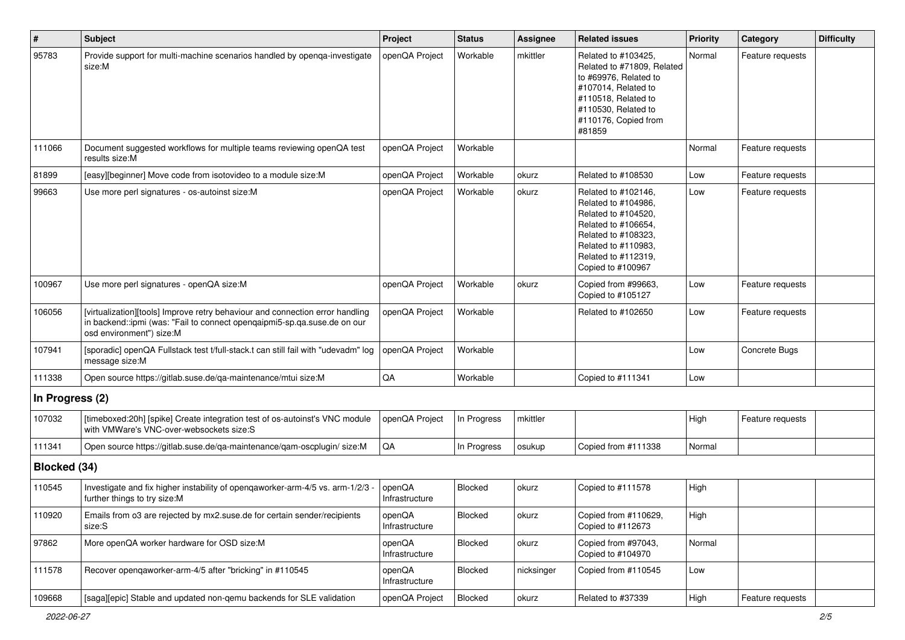| # | Subject | Project | Status | Assignee | Related issues | Priority | Category | Difficulty |
|---|---|---|---|---|---|---|---|---|
| 95783 | Provide support for multi-machine scenarios handled by openqa-investigate size:M | openQA Project | Workable | mkittler | Related to #103425, Related to #71809, Related to #69976, Related to #107014, Related to #110518, Related to #110530, Related to #110176, Copied from #81859 | Normal | Feature requests | |
| 111066 | Document suggested workflows for multiple teams reviewing openQA test results size:M | openQA Project | Workable | | | Normal | Feature requests | |
| 81899 | [easy][beginner] Move code from isotovideo to a module size:M | openQA Project | Workable | okurz | Related to #108530 | Low | Feature requests | |
| 99663 | Use more perl signatures - os-autoinst size:M | openQA Project | Workable | okurz | Related to #102146, Related to #104986, Related to #104520, Related to #106654, Related to #108323, Related to #110983, Related to #112319, Copied to #100967 | Low | Feature requests | |
| 100967 | Use more perl signatures - openQA size:M | openQA Project | Workable | okurz | Copied from #99663, Copied to #105127 | Low | Feature requests | |
| 106056 | [virtualization][tools] Improve retry behaviour and connection error handling in backend::ipmi (was: "Fail to connect openqaipmi5-sp.qa.suse.de on our osd environment") size:M | openQA Project | Workable | | Related to #102650 | Low | Feature requests | |
| 107941 | [sporadic] openQA Fullstack test t/full-stack.t can still fail with "udevadm" log message size:M | openQA Project | Workable | | | Low | Concrete Bugs | |
| 111338 | Open source https://gitlab.suse.de/qa-maintenance/mtui size:M | QA | Workable | | Copied to #111341 | Low | | |
| **In Progress (2)** | | | | | | | | |
| 107032 | [timeboxed:20h] [spike] Create integration test of os-autoinst's VNC module with VMWare's VNC-over-websockets size:S | openQA Project | In Progress | mkittler | | High | Feature requests | |
| 111341 | Open source https://gitlab.suse.de/qa-maintenance/qam-oscplugin/ size:M | QA | In Progress | osukup | Copied from #111338 | Normal | | |
| **Blocked (34)** | | | | | | | | |
| 110545 | Investigate and fix higher instability of openqaworker-arm-4/5 vs. arm-1/2/3 - further things to try size:M | openQA Infrastructure | Blocked | okurz | Copied to #111578 | High | | |
| 110920 | Emails from o3 are rejected by mx2.suse.de for certain sender/recipients size:S | openQA Infrastructure | Blocked | okurz | Copied from #110629, Copied to #112673 | High | | |
| 97862 | More openQA worker hardware for OSD size:M | openQA Infrastructure | Blocked | okurz | Copied from #97043, Copied to #104970 | Normal | | |
| 111578 | Recover openqaworker-arm-4/5 after "bricking" in #110545 | openQA Infrastructure | Blocked | nicksinger | Copied from #110545 | Low | | |
| 109668 | [saga][epic] Stable and updated non-qemu backends for SLE validation | openQA Project | Blocked | okurz | Related to #37339 | High | Feature requests | |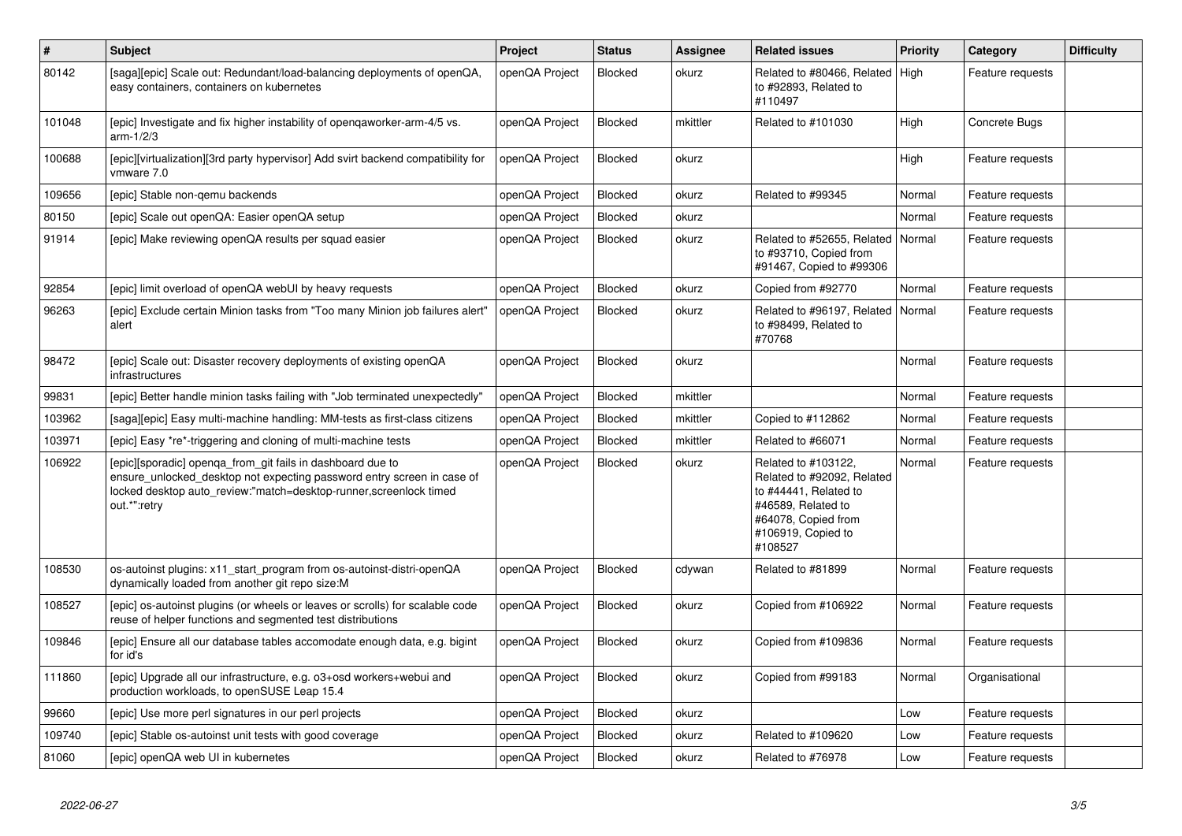| # | Subject | Project | Status | Assignee | Related issues | Priority | Category | Difficulty |
|---|---|---|---|---|---|---|---|---|
| 80142 | [saga][epic] Scale out: Redundant/load-balancing deployments of openQA, easy containers, containers on kubernetes | openQA Project | Blocked | okurz | Related to #80466, Related to #92893, Related to #110497 | High | Feature requests | |
| 101048 | [epic] Investigate and fix higher instability of openqaworker-arm-4/5 vs. arm-1/2/3 | openQA Project | Blocked | mkittler | Related to #101030 | High | Concrete Bugs | |
| 100688 | [epic][virtualization][3rd party hypervisor] Add svirt backend compatibility for vmware 7.0 | openQA Project | Blocked | okurz | | High | Feature requests | |
| 109656 | [epic] Stable non-qemu backends | openQA Project | Blocked | okurz | Related to #99345 | Normal | Feature requests | |
| 80150 | [epic] Scale out openQA: Easier openQA setup | openQA Project | Blocked | okurz | | Normal | Feature requests | |
| 91914 | [epic] Make reviewing openQA results per squad easier | openQA Project | Blocked | okurz | Related to #52655, Related to #93710, Copied from #91467, Copied to #99306 | Normal | Feature requests | |
| 92854 | [epic] limit overload of openQA webUI by heavy requests | openQA Project | Blocked | okurz | Copied from #92770 | Normal | Feature requests | |
| 96263 | [epic] Exclude certain Minion tasks from "Too many Minion job failures alert" alert | openQA Project | Blocked | okurz | Related to #96197, Related to #98499, Related to #70768 | Normal | Feature requests | |
| 98472 | [epic] Scale out: Disaster recovery deployments of existing openQA infrastructures | openQA Project | Blocked | okurz | | Normal | Feature requests | |
| 99831 | [epic] Better handle minion tasks failing with "Job terminated unexpectedly" | openQA Project | Blocked | mkittler | | Normal | Feature requests | |
| 103962 | [saga][epic] Easy multi-machine handling: MM-tests as first-class citizens | openQA Project | Blocked | mkittler | Copied to #112862 | Normal | Feature requests | |
| 103971 | [epic] Easy *re*-triggering and cloning of multi-machine tests | openQA Project | Blocked | mkittler | Related to #66071 | Normal | Feature requests | |
| 106922 | [epic][sporadic] openqa_from_git fails in dashboard due to ensure_unlocked_desktop not expecting password entry screen in case of locked desktop auto_review:"match=desktop-runner,screenlock timed out.*":retry | openQA Project | Blocked | okurz | Related to #103122, Related to #92092, Related to #44441, Related to #46589, Related to #64078, Copied from #106919, Copied to #108527 | Normal | Feature requests | |
| 108530 | os-autoinst plugins: x11_start_program from os-autoinst-distri-openQA dynamically loaded from another git repo size:M | openQA Project | Blocked | cdywan | Related to #81899 | Normal | Feature requests | |
| 108527 | [epic] os-autoinst plugins (or wheels or leaves or scrolls) for scalable code reuse of helper functions and segmented test distributions | openQA Project | Blocked | okurz | Copied from #106922 | Normal | Feature requests | |
| 109846 | [epic] Ensure all our database tables accomodate enough data, e.g. bigint for id's | openQA Project | Blocked | okurz | Copied from #109836 | Normal | Feature requests | |
| 111860 | [epic] Upgrade all our infrastructure, e.g. o3+osd workers+webui and production workloads, to openSUSE Leap 15.4 | openQA Project | Blocked | okurz | Copied from #99183 | Normal | Organisational | |
| 99660 | [epic] Use more perl signatures in our perl projects | openQA Project | Blocked | okurz | | Low | Feature requests | |
| 109740 | [epic] Stable os-autoinst unit tests with good coverage | openQA Project | Blocked | okurz | Related to #109620 | Low | Feature requests | |
| 81060 | [epic] openQA web UI in kubernetes | openQA Project | Blocked | okurz | Related to #76978 | Low | Feature requests | |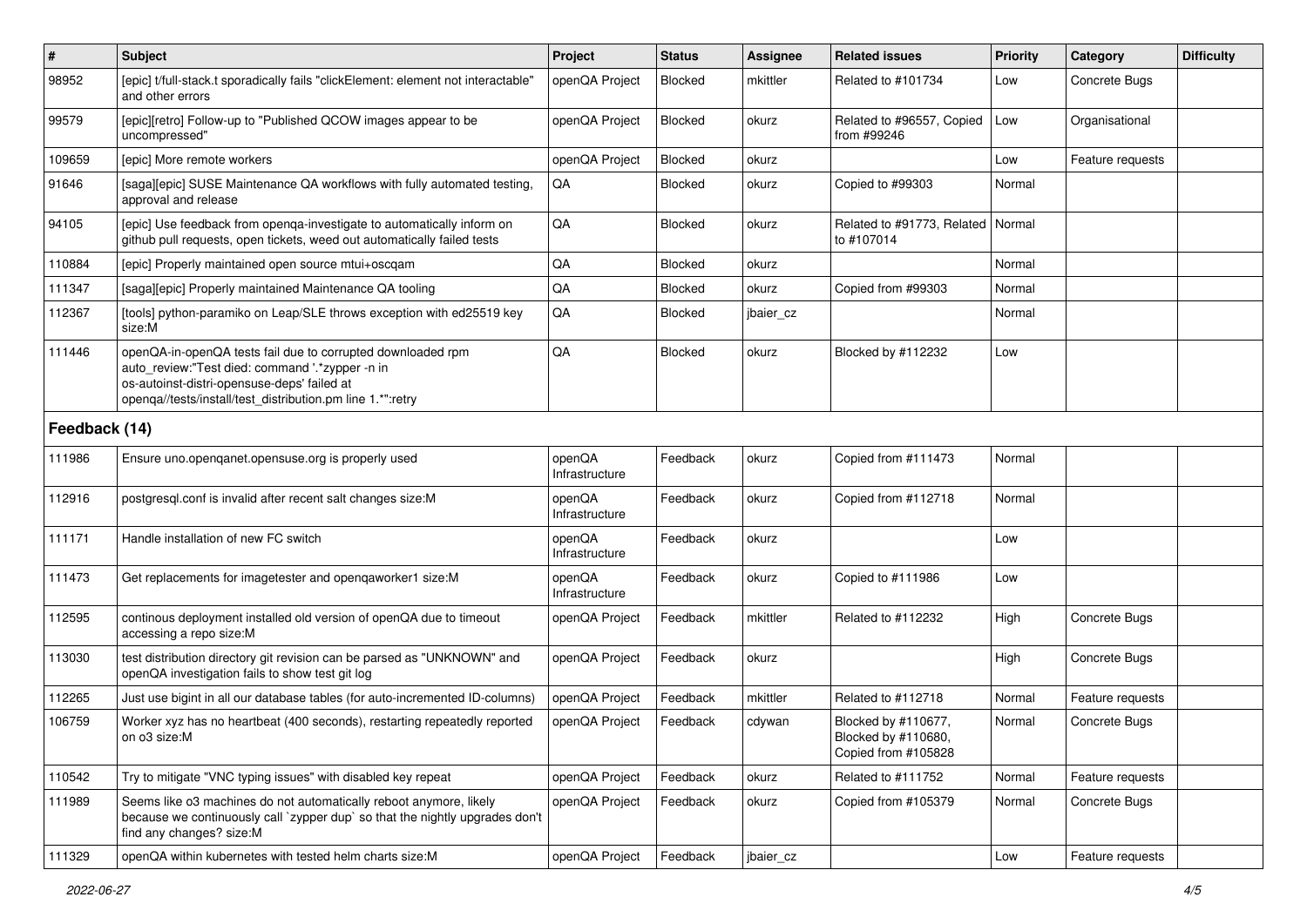| # | Subject | Project | Status | Assignee | Related issues | Priority | Category | Difficulty |
|---|---|---|---|---|---|---|---|---|
| 98952 | [epic] t/full-stack.t sporadically fails "clickElement: element not interactable" and other errors | openQA Project | Blocked | mkittler | Related to #101734 | Low | Concrete Bugs | |
| 99579 | [epic][retro] Follow-up to "Published QCOW images appear to be uncompressed" | openQA Project | Blocked | okurz | Related to #96557, Copied from #99246 | Low | Organisational | |
| 109659 | [epic] More remote workers | openQA Project | Blocked | okurz | | Low | Feature requests | |
| 91646 | [saga][epic] SUSE Maintenance QA workflows with fully automated testing, approval and release | QA | Blocked | okurz | Copied to #99303 | Normal | | |
| 94105 | [epic] Use feedback from openqa-investigate to automatically inform on github pull requests, open tickets, weed out automatically failed tests | QA | Blocked | okurz | Related to #91773, Related to #107014 | Normal | | |
| 110884 | [epic] Properly maintained open source mtui+oscqam | QA | Blocked | okurz | | Normal | | |
| 111347 | [saga][epic] Properly maintained Maintenance QA tooling | QA | Blocked | okurz | Copied from #99303 | Normal | | |
| 112367 | [tools] python-paramiko on Leap/SLE throws exception with ed25519 key size:M | QA | Blocked | jbaier_cz | | Normal | | |
| 111446 | openQA-in-openQA tests fail due to corrupted downloaded rpm auto_review:"Test died: command '.*zypper -n in os-autoinst-distri-opensuse-deps' failed at openqa//tests/install/test_distribution.pm line 1.*":retry | QA | Blocked | okurz | Blocked by #112232 | Low | | |
| **Feedback (14)** | | | | | | | | |
| 111986 | Ensure uno.openqanet.opensuse.org is properly used | openQA Infrastructure | Feedback | okurz | Copied from #111473 | Normal | | |
| 112916 | postgresql.conf is invalid after recent salt changes size:M | openQA Infrastructure | Feedback | okurz | Copied from #112718 | Normal | | |
| 111171 | Handle installation of new FC switch | openQA Infrastructure | Feedback | okurz | | Low | | |
| 111473 | Get replacements for imagetester and openqaworker1 size:M | openQA Infrastructure | Feedback | okurz | Copied to #111986 | Low | | |
| 112595 | continous deployment installed old version of openQA due to timeout accessing a repo size:M | openQA Project | Feedback | mkittler | Related to #112232 | High | Concrete Bugs | |
| 113030 | test distribution directory git revision can be parsed as "UNKNOWN" and openQA investigation fails to show test git log | openQA Project | Feedback | okurz | | High | Concrete Bugs | |
| 112265 | Just use bigint in all our database tables (for auto-incremented ID-columns) | openQA Project | Feedback | mkittler | Related to #112718 | Normal | Feature requests | |
| 106759 | Worker xyz has no heartbeat (400 seconds), restarting repeatedly reported on o3 size:M | openQA Project | Feedback | cdywan | Blocked by #110677, Blocked by #110680, Copied from #105828 | Normal | Concrete Bugs | |
| 110542 | Try to mitigate "VNC typing issues" with disabled key repeat | openQA Project | Feedback | okurz | Related to #111752 | Normal | Feature requests | |
| 111989 | Seems like o3 machines do not automatically reboot anymore, likely because we continuously call `zypper dup` so that the nightly upgrades don't find any changes? size:M | openQA Project | Feedback | okurz | Copied from #105379 | Normal | Concrete Bugs | |
| 111329 | openQA within kubernetes with tested helm charts size:M | openQA Project | Feedback | jbaier_cz | | Low | Feature requests | |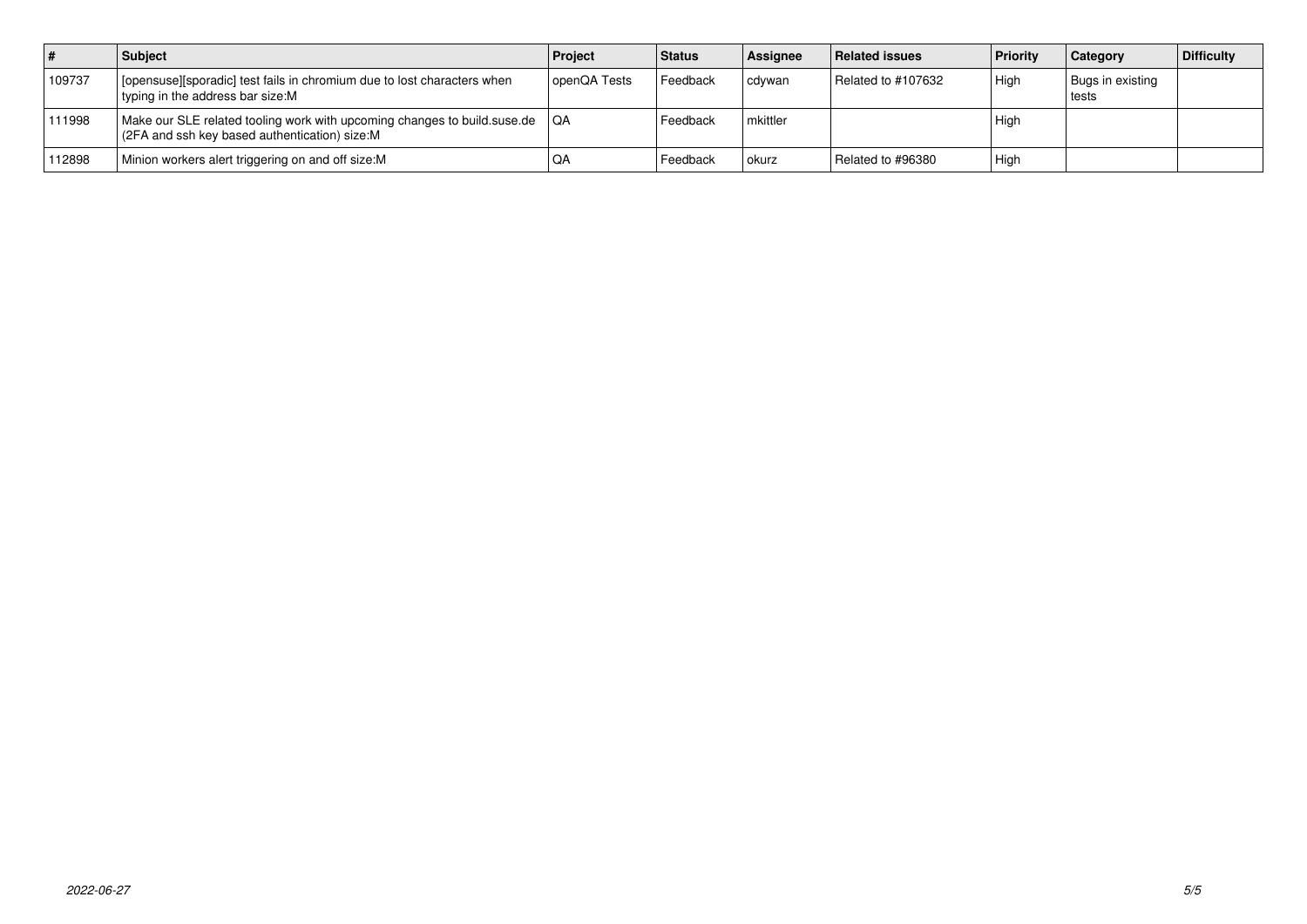| # | Subject | Project | Status | Assignee | Related issues | Priority | Category | Difficulty |
|---|---|---|---|---|---|---|---|---|
| 109737 | [opensuse][sporadic] test fails in chromium due to lost characters when typing in the address bar size:M | openQA Tests | Feedback | cdywan | Related to #107632 | High | Bugs in existing tests | |
| 111998 | Make our SLE related tooling work with upcoming changes to build.suse.de (2FA and ssh key based authentication) size:M | QA | Feedback | mkittler | | High | | |
| 112898 | Minion workers alert triggering on and off size:M | QA | Feedback | okurz | Related to #96380 | High | | |

*2022-06-27*